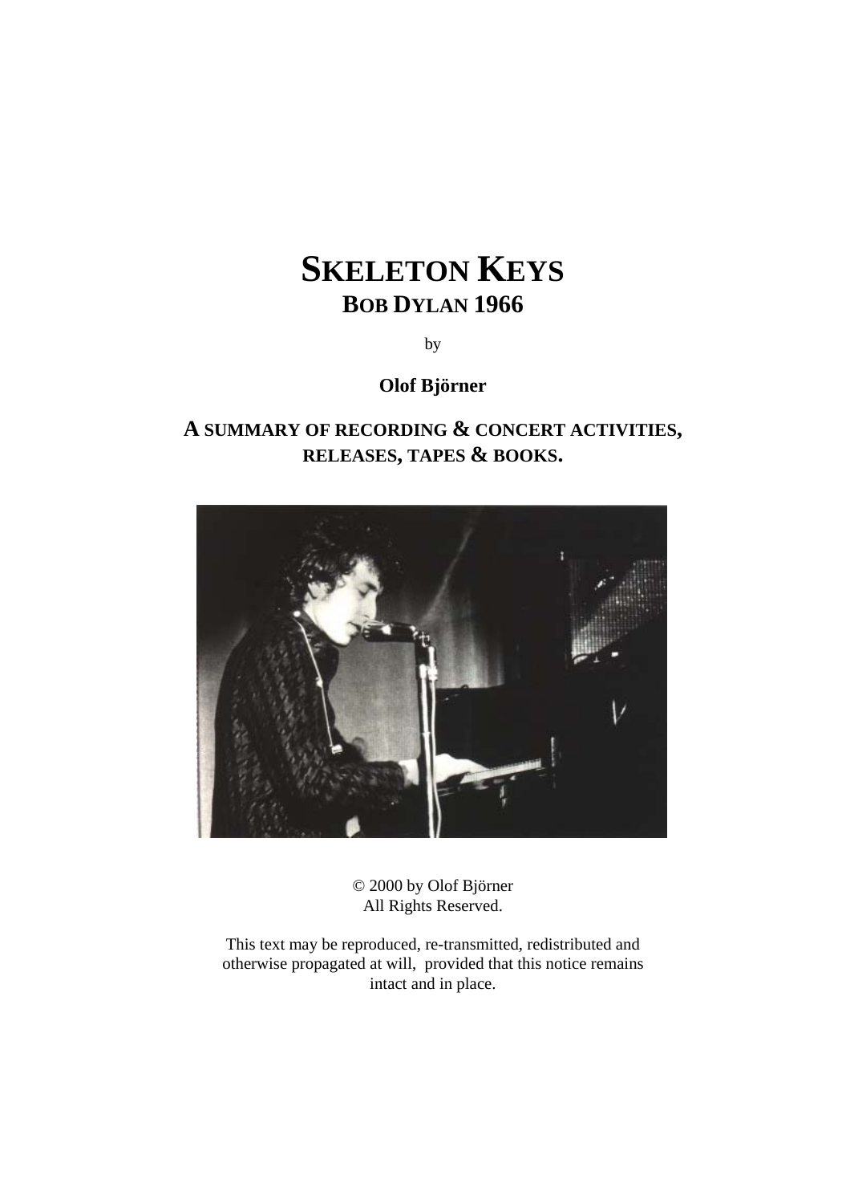# SKELETON KEYS

## BOB DYLAN 1966

by

**Olof Björner**

### A SUMMARY OF RECORDING & CONCERT ACTIVITIES, RELEASES, TAPES & BOOKS.

© 2000 by Olof Björner
All Rights Reserved.

This text may be reproduced, re-transmitted, redistributed and otherwise propagated at will, provided that this notice remains intact and in place.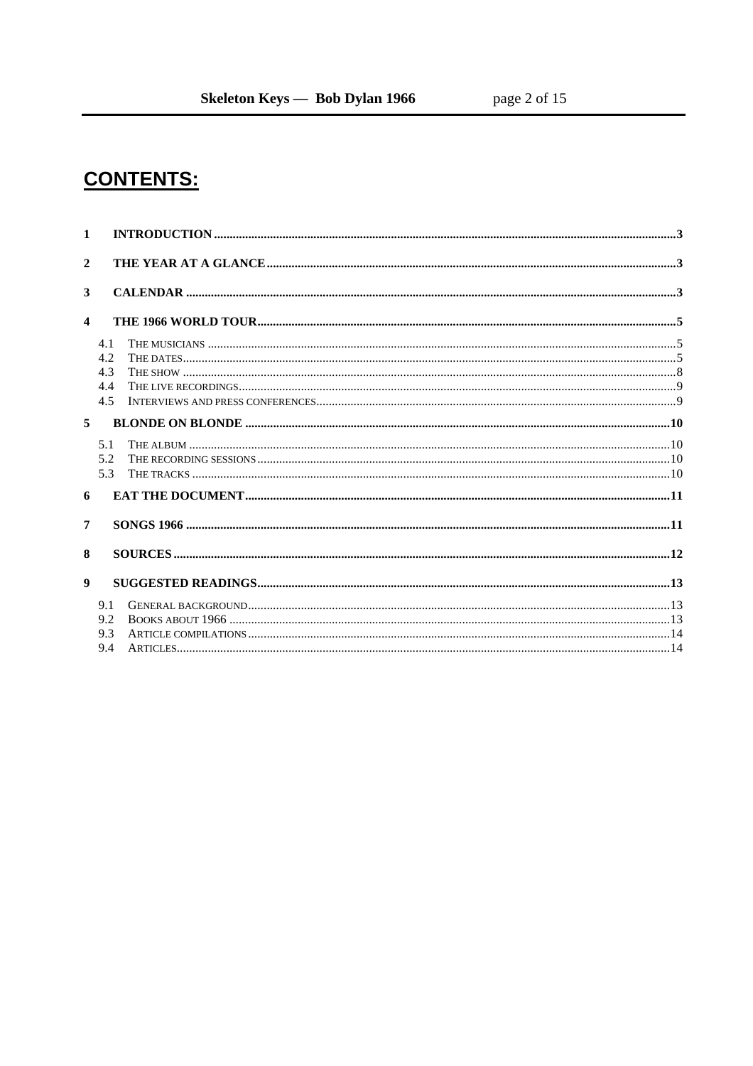# CONTENTS:

1 INTRODUCTION ..... 3

2 THE YEAR AT A GLANCE ..... 3

3 CALENDAR ..... 3

4 THE 1966 WORLD TOUR ..... 5

- 4.1 THE MUSICIANS ..... 5
- 4.2 THE DATES ..... 5
- 4.3 THE SHOW ..... 8
- 4.4 THE LIVE RECORDINGS ..... 9
- 4.5 INTERVIEWS AND PRESS CONFERENCES ..... 9

5 BLONDE ON BLONDE ..... 10

- 5.1 THE ALBUM ..... 10
- 5.2 THE RECORDING SESSIONS ..... 10
- 5.3 THE TRACKS ..... 10

6 EAT THE DOCUMENT ..... 11

7 SONGS 1966 ..... 11

8 SOURCES ..... 12

9 SUGGESTED READINGS ..... 13

- 9.1 GENERAL BACKGROUND ..... 13
- 9.2 BOOKS ABOUT 1966 ..... 13
- 9.3 ARTICLE COMPILATIONS ..... 14
- 9.4 ARTICLES ..... 14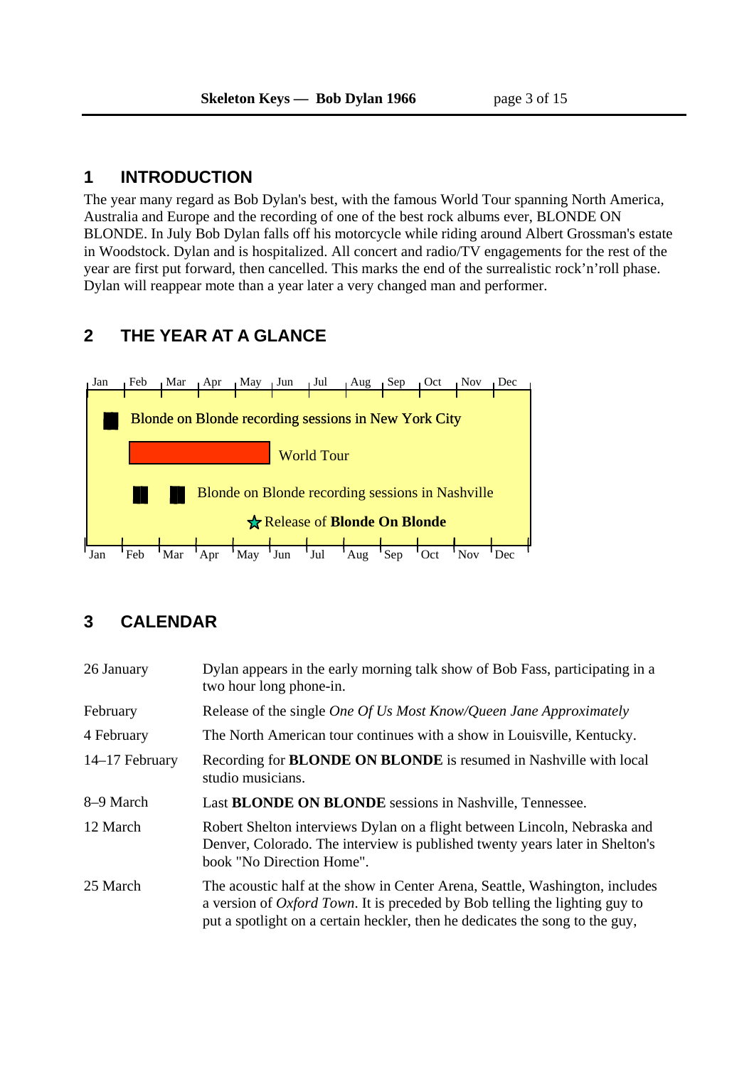## 1 INTRODUCTION

The year many regard as Bob Dylan's best, with the famous World Tour spanning North America, Australia and Europe and the recording of one of the best rock albums ever, BLONDE ON BLONDE. In July Bob Dylan falls off his motorcycle while riding around Albert Grossman's estate in Woodstock. Dylan and is hospitalized. All concert and radio/TV engagements for the rest of the year are first put forward, then cancelled. This marks the end of the surrealistic rock'n'roll phase. Dylan will reappear mote than a year later a very changed man and performer.

## 2 THE YEAR AT A GLANCE

Jan Feb Mar Apr May Jun Jul Aug Sep Oct Nov Dec

Blonde on Blonde recording sessions in New York City

World Tour

Blonde on Blonde recording sessions in Nashville

Release of **Blonde On Blonde**

## 3 CALENDAR

| | |
|---|---|
| 26 January | Dylan appears in the early morning talk show of Bob Fass, participating in a two hour long phone-in. |
| February | Release of the single *One Of Us Most Know/Queen Jane Approximately* |
| 4 February | The North American tour continues with a show in Louisville, Kentucky. |
| 14–17 February | Recording for **BLONDE ON BLONDE** is resumed in Nashville with local studio musicians. |
| 8–9 March | Last **BLONDE ON BLONDE** sessions in Nashville, Tennessee. |
| 12 March | Robert Shelton interviews Dylan on a flight between Lincoln, Nebraska and Denver, Colorado. The interview is published twenty years later in Shelton's book "No Direction Home". |
| 25 March | The acoustic half at the show in Center Arena, Seattle, Washington, includes a version of *Oxford Town*. It is preceded by Bob telling the lighting guy to put a spotlight on a certain heckler, then he dedicates the song to the guy, |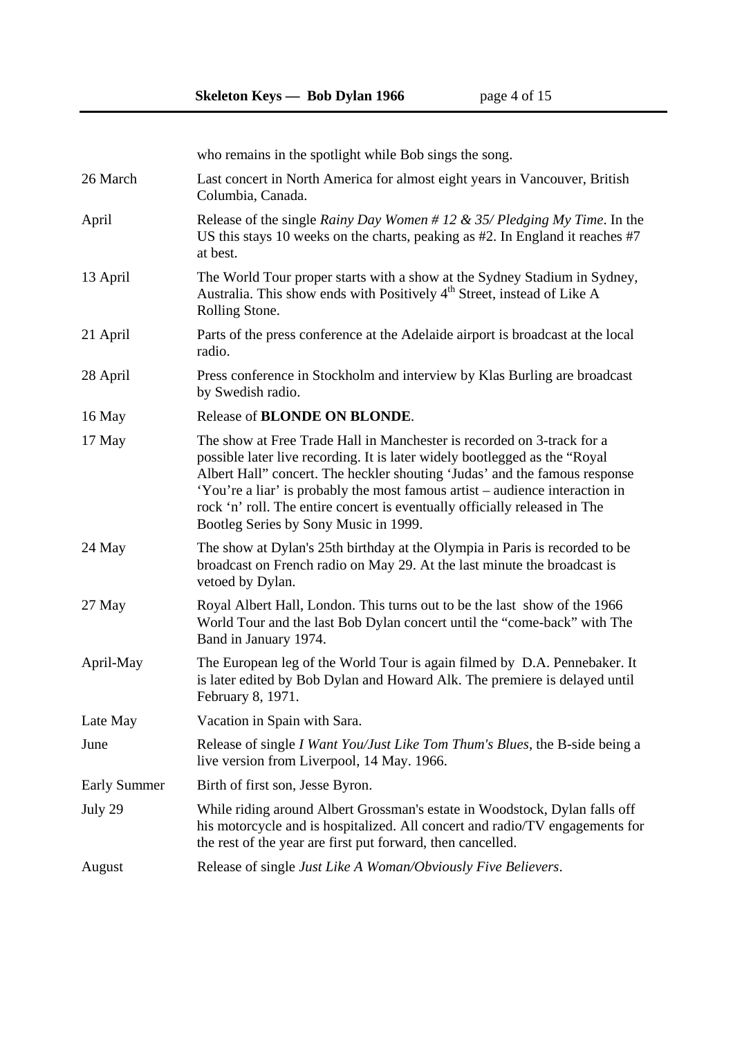|  |  |
|---|---|
|  | who remains in the spotlight while Bob sings the song. |
| 26 March | Last concert in North America for almost eight years in Vancouver, British Columbia, Canada. |
| April | Release of the single *Rainy Day Women # 12 & 35/ Pledging My Time*. In the US this stays 10 weeks on the charts, peaking as #2. In England it reaches #7 at best. |
| 13 April | The World Tour proper starts with a show at the Sydney Stadium in Sydney, Australia. This show ends with Positively 4th Street, instead of Like A Rolling Stone. |
| 21 April | Parts of the press conference at the Adelaide airport is broadcast at the local radio. |
| 28 April | Press conference in Stockholm and interview by Klas Burling are broadcast by Swedish radio. |
| 16 May | Release of **BLONDE ON BLONDE**. |
| 17 May | The show at Free Trade Hall in Manchester is recorded on 3-track for a possible later live recording. It is later widely bootlegged as the "Royal Albert Hall" concert. The heckler shouting 'Judas' and the famous response 'You're a liar' is probably the most famous artist – audience interaction in rock 'n' roll. The entire concert is eventually officially released in The Bootleg Series by Sony Music in 1999. |
| 24 May | The show at Dylan's 25th birthday at the Olympia in Paris is recorded to be broadcast on French radio on May 29. At the last minute the broadcast is vetoed by Dylan. |
| 27 May | Royal Albert Hall, London. This turns out to be the last show of the 1966 World Tour and the last Bob Dylan concert until the "come-back" with The Band in January 1974. |
| April-May | The European leg of the World Tour is again filmed by D.A. Pennebaker. It is later edited by Bob Dylan and Howard Alk. The premiere is delayed until February 8, 1971. |
| Late May | Vacation in Spain with Sara. |
| June | Release of single *I Want You/Just Like Tom Thum's Blues*, the B-side being a live version from Liverpool, 14 May. 1966. |
| Early Summer | Birth of first son, Jesse Byron. |
| July 29 | While riding around Albert Grossman's estate in Woodstock, Dylan falls off his motorcycle and is hospitalized. All concert and radio/TV engagements for the rest of the year are first put forward, then cancelled. |
| August | Release of single *Just Like A Woman/Obviously Five Believers*. |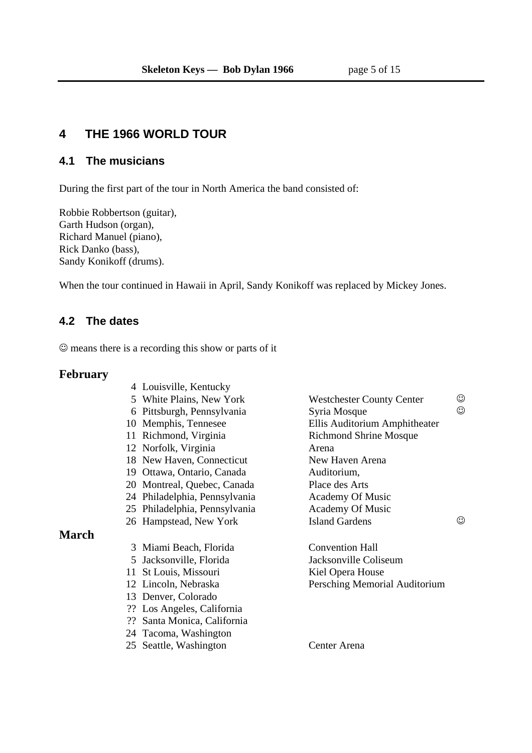## 4 THE 1966 WORLD TOUR

### 4.1 The musicians

During the first part of the tour in North America the band consisted of:

Robbie Robbertson (guitar),
Garth Hudson (organ),
Richard Manuel (piano),
Rick Danko (bass),
Sandy Konikoff (drums).

When the tour continued in Hawaii in April, Sandy Konikoff was replaced by Mickey Jones.

### 4.2 The dates

☺ means there is a recording this show or parts of it

**February**

| Day | Place | Venue | |
|---|---|---|---|
| 4 | Louisville, Kentucky | | |
| 5 | White Plains, New York | Westchester County Center | ☺ |
| 6 | Pittsburgh, Pennsylvania | Syria Mosque | ☺ |
| 10 | Memphis, Tennesee | Ellis Auditorium Amphitheater | |
| 11 | Richmond, Virginia | Richmond Shrine Mosque | |
| 12 | Norfolk, Virginia | Arena | |
| 18 | New Haven, Connecticut | New Haven Arena | |
| 19 | Ottawa, Ontario, Canada | Auditorium, | |
| 20 | Montreal, Quebec, Canada | Place des Arts | |
| 24 | Philadelphia, Pennsylvania | Academy Of Music | |
| 25 | Philadelphia, Pennsylvania | Academy Of Music | |
| 26 | Hampstead, New York | Island Gardens | ☺ |

**March**

| Day | Place | Venue | |
|---|---|---|---|
| 3 | Miami Beach, Florida | Convention Hall | |
| 5 | Jacksonville, Florida | Jacksonville Coliseum | |
| 11 | St Louis, Missouri | Kiel Opera House | |
| 12 | Lincoln, Nebraska | Persching Memorial Auditorium | |
| 13 | Denver, Colorado | | |
| ?? | Los Angeles, California | | |
| ?? | Santa Monica, California | | |
| 24 | Tacoma, Washington | | |
| 25 | Seattle, Washington | Center Arena | |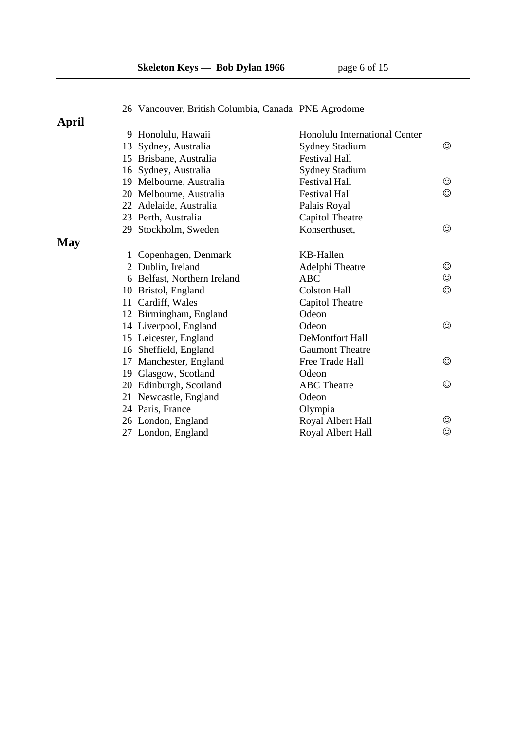| | | | |
|---|---|---|---|
| 26 | Vancouver, British Columbia, Canada | PNE Agrodome | |

## April

| | | | |
|---|---|---|---|
| 9 | Honolulu, Hawaii | Honolulu International Center | |
| 13 | Sydney, Australia | Sydney Stadium | ☺ |
| 15 | Brisbane, Australia | Festival Hall | |
| 16 | Sydney, Australia | Sydney Stadium | |
| 19 | Melbourne, Australia | Festival Hall | ☺ |
| 20 | Melbourne, Australia | Festival Hall | ☺ |
| 22 | Adelaide, Australia | Palais Royal | |
| 23 | Perth, Australia | Capitol Theatre | |
| 29 | Stockholm, Sweden | Konserthuset, | ☺ |

## May

| | | | |
|---|---|---|---|
| 1 | Copenhagen, Denmark | KB-Hallen | |
| 2 | Dublin, Ireland | Adelphi Theatre | ☺ |
| 6 | Belfast, Northern Ireland | ABC | ☺ |
| 10 | Bristol, England | Colston Hall | ☺ |
| 11 | Cardiff, Wales | Capitol Theatre | |
| 12 | Birmingham, England | Odeon | |
| 14 | Liverpool, England | Odeon | ☺ |
| 15 | Leicester, England | DeMontfort Hall | |
| 16 | Sheffield, England | Gaumont Theatre | |
| 17 | Manchester, England | Free Trade Hall | ☺ |
| 19 | Glasgow, Scotland | Odeon | |
| 20 | Edinburgh, Scotland | ABC Theatre | ☺ |
| 21 | Newcastle, England | Odeon | |
| 24 | Paris, France | Olympia | |
| 26 | London, England | Royal Albert Hall | ☺ |
| 27 | London, England | Royal Albert Hall | ☺ |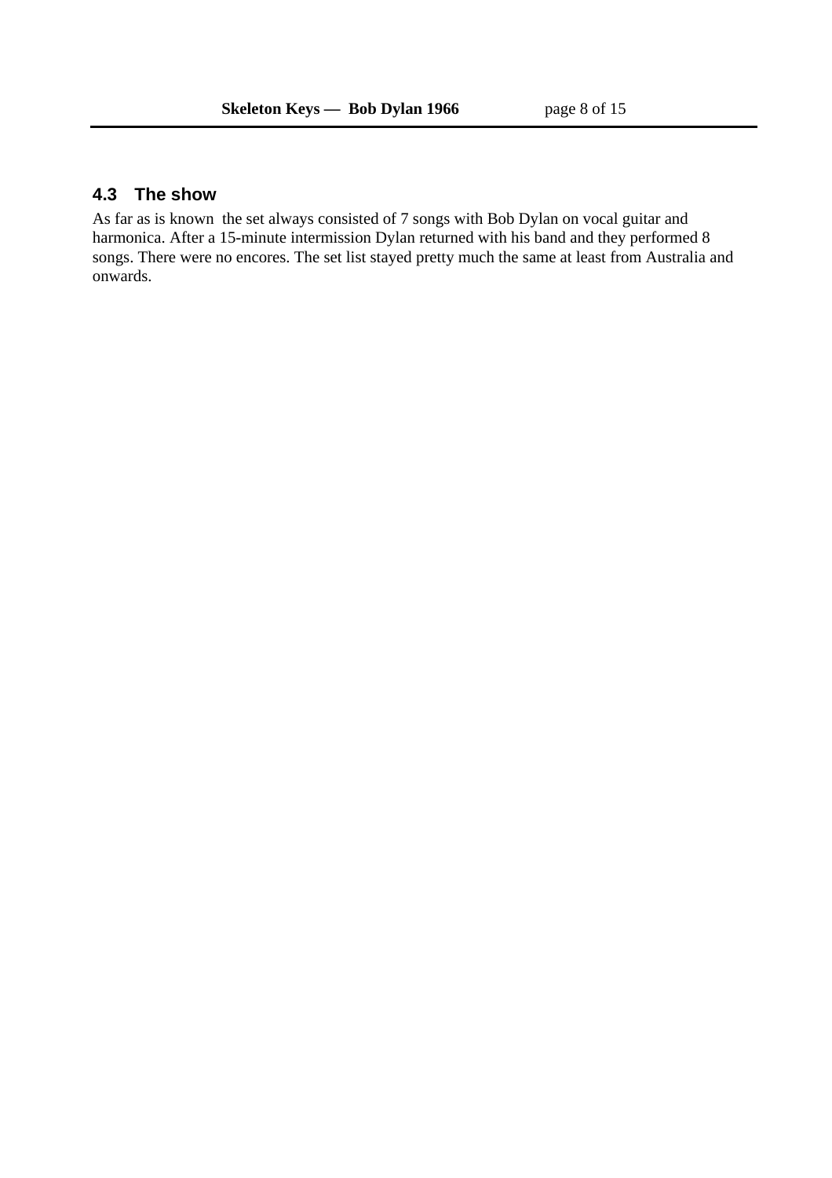## 4.3 The show

As far as is known the set always consisted of 7 songs with Bob Dylan on vocal guitar and harmonica. After a 15-minute intermission Dylan returned with his band and they performed 8 songs. There were no encores. The set list stayed pretty much the same at least from Australia and onwards.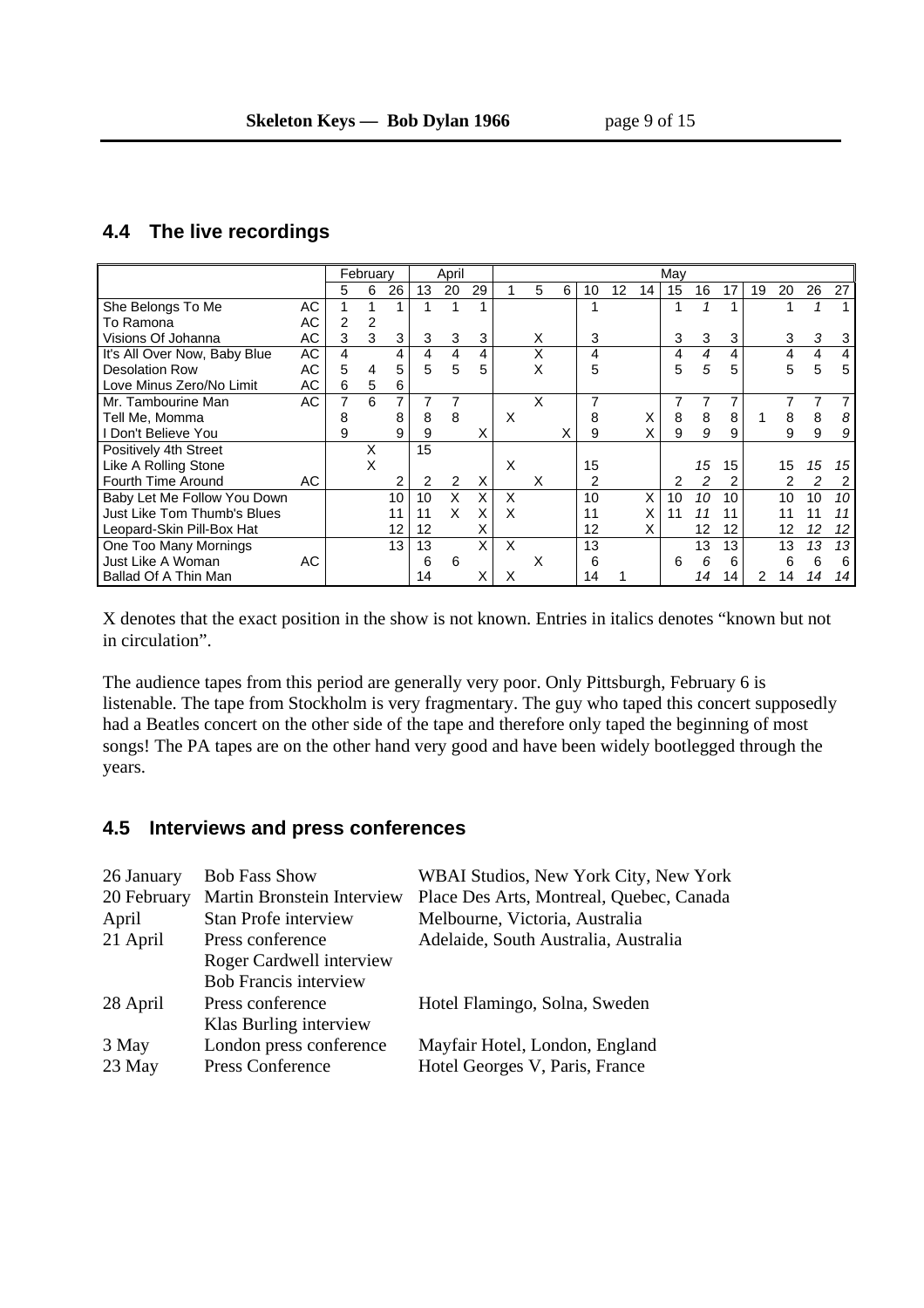## 4.4 The live recordings

| | | February | | | April | | | May | | | | | | | | | | | | |
|---|---|---|---|---|---|---|---|---|---|---|---|---|---|---|---|---|---|---|---|---|
| | | 5 | 6 | 26 | 13 | 20 | 29 | 1 | 5 | 6 | 10 | 12 | 14 | 15 | 16 | 17 | 19 | 20 | 26 | 27 |
| She Belongs To Me | AC | 1 | 1 | 1 | 1 | 1 | 1 | | | | 1 | | | 1 | *1* | 1 | | 1 | *1* | 1 |
| To Ramona | AC | 2 | 2 | | | | | | | | | | | | | | | | | |
| Visions Of Johanna | AC | 3 | 3 | 3 | 3 | 3 | 3 | | X | | 3 | | | 3 | 3 | 3 | | 3 | *3* | 3 |
| It's All Over Now, Baby Blue | AC | 4 | | 4 | 4 | 4 | 4 | | X | | 4 | | | 4 | *4* | 4 | | 4 | 4 | 4 |
| Desolation Row | AC | 5 | 4 | 5 | 5 | 5 | 5 | | X | | 5 | | | 5 | *5* | 5 | | 5 | 5 | 5 |
| Love Minus Zero/No Limit | AC | 6 | 5 | 6 | | | | | | | | | | | | | | | | |
| Mr. Tambourine Man | AC | 7 | 6 | 7 | 7 | 7 | | | X | | 7 | | | 7 | 7 | 7 | | 7 | 7 | 7 |
| Tell Me, Momma | | 8 | | 8 | 8 | 8 | | X | | | 8 | | X | 8 | 8 | 8 | 1 | 8 | 8 | *8* |
| I Don't Believe You | | 9 | | 9 | 9 | | X | | | X | 9 | | X | 9 | *9* | 9 | | 9 | 9 | *9* |
| Positively 4th Street | | | X | | 15 | | | | | | | | | | | | | | | |
| Like A Rolling Stone | | | X | | | | | X | | | 15 | | | | *15* | 15 | | 15 | *15* | *15* |
| Fourth Time Around | AC | | | 2 | 2 | 2 | X | | X | | 2 | | | 2 | *2* | 2 | | 2 | *2* | 2 |
| Baby Let Me Follow You Down | | | | 10 | 10 | X | X | X | | | 10 | | X | 10 | *10* | 10 | | 10 | 10 | *10* |
| Just Like Tom Thumb's Blues | | | | 11 | 11 | X | X | X | | | 11 | | X | 11 | *11* | 11 | | 11 | 11 | *11* |
| Leopard-Skin Pill-Box Hat | | | | 12 | 12 | | X | | | | 12 | | X | | 12 | 12 | | 12 | *12* | *12* |
| One Too Many Mornings | | | | 13 | 13 | | X | X | | | 13 | | | | 13 | 13 | | 13 | *13* | *13* |
| Just Like A Woman | AC | | | | 6 | 6 | | | X | | 6 | | | 6 | *6* | 6 | | 6 | 6 | 6 |
| Ballad Of A Thin Man | | | | | 14 | | X | X | | | 14 | 1 | | | *14* | 14 | 2 | 14 | *14* | *14* |

X denotes that the exact position in the show is not known. Entries in italics denotes "known but not in circulation".

The audience tapes from this period are generally very poor. Only Pittsburgh, February 6 is listenable. The tape from Stockholm is very fragmentary. The guy who taped this concert supposedly had a Beatles concert on the other side of the tape and therefore only taped the beginning of most songs! The PA tapes are on the other hand very good and have been widely bootlegged through the years.

## 4.5 Interviews and press conferences

| | | |
|---|---|---|
| 26 January | Bob Fass Show | WBAI Studios, New York City, New York |
| 20 February | Martin Bronstein Interview | Place Des Arts, Montreal, Quebec, Canada |
| April | Stan Profe interview | Melbourne, Victoria, Australia |
| 21 April | Press conference | Adelaide, South Australia, Australia |
| | Roger Cardwell interview | |
| | Bob Francis interview | |
| 28 April | Press conference | Hotel Flamingo, Solna, Sweden |
| | Klas Burling interview | |
| 3 May | London press conference | Mayfair Hotel, London, England |
| 23 May | Press Conference | Hotel Georges V, Paris, France |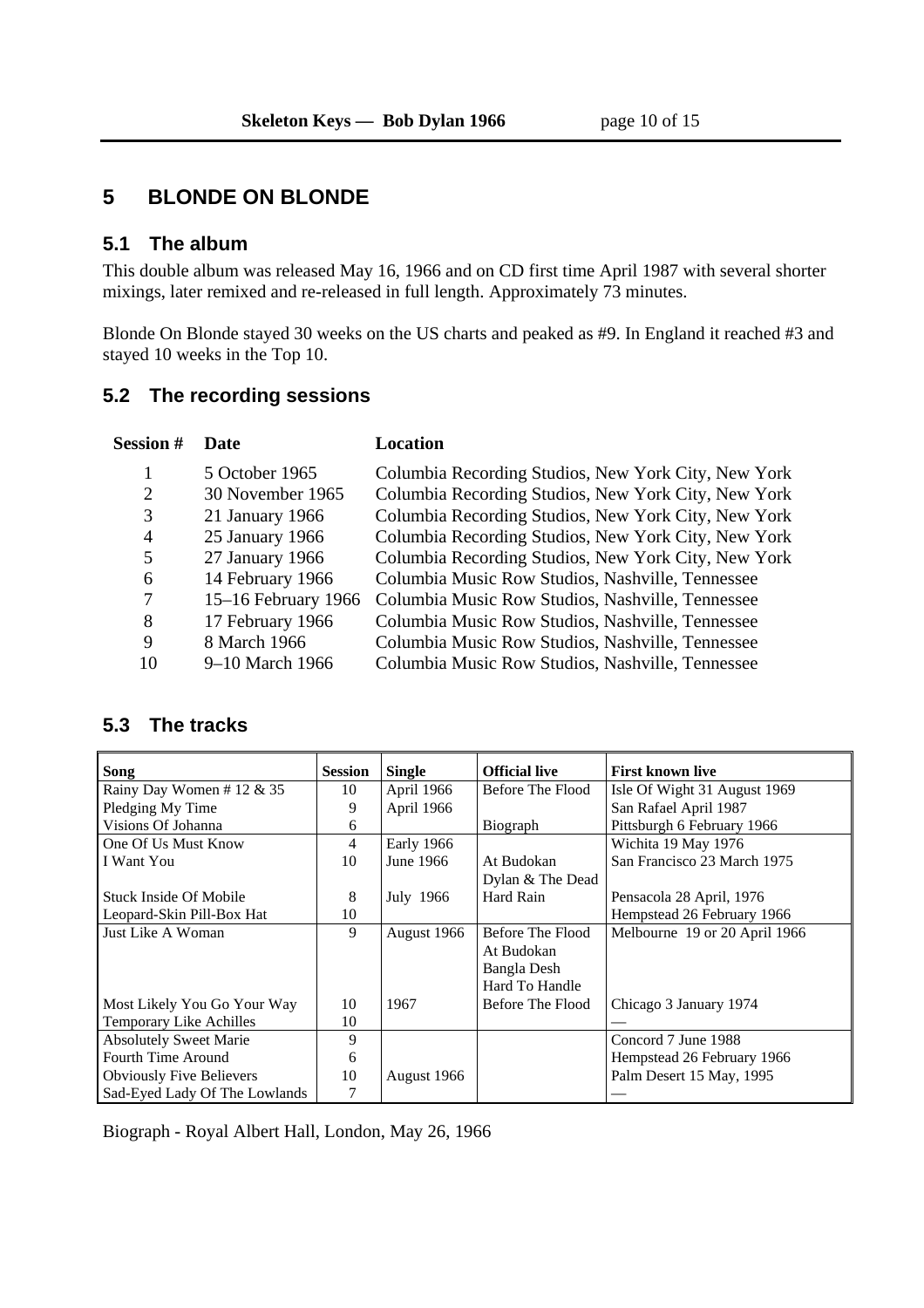## 5 BLONDE ON BLONDE

### 5.1 The album

This double album was released May 16, 1966 and on CD first time April 1987 with several shorter mixings, later remixed and re-released in full length. Approximately 73 minutes.

Blonde On Blonde stayed 30 weeks on the US charts and peaked as #9. In England it reached #3 and stayed 10 weeks in the Top 10.

### 5.2 The recording sessions

| Session # | Date | Location |
|---|---|---|
| 1 | 5 October 1965 | Columbia Recording Studios, New York City, New York |
| 2 | 30 November 1965 | Columbia Recording Studios, New York City, New York |
| 3 | 21 January 1966 | Columbia Recording Studios, New York City, New York |
| 4 | 25 January 1966 | Columbia Recording Studios, New York City, New York |
| 5 | 27 January 1966 | Columbia Recording Studios, New York City, New York |
| 6 | 14 February 1966 | Columbia Music Row Studios, Nashville, Tennessee |
| 7 | 15–16 February 1966 | Columbia Music Row Studios, Nashville, Tennessee |
| 8 | 17 February 1966 | Columbia Music Row Studios, Nashville, Tennessee |
| 9 | 8 March 1966 | Columbia Music Row Studios, Nashville, Tennessee |
| 10 | 9–10 March 1966 | Columbia Music Row Studios, Nashville, Tennessee |

### 5.3 The tracks

| Song | Session | Single | Official live | First known live |
|---|---|---|---|---|
| Rainy Day Women # 12 & 35 | 10 | April 1966 | Before The Flood | Isle Of Wight 31 August 1969 |
| Pledging My Time | 9 | April 1966 | | San Rafael April 1987 |
| Visions Of Johanna | 6 | | Biograph | Pittsburgh 6 February 1966 |
| One Of Us Must Know | 4 | Early 1966 | | Wichita 19 May 1976 |
| I Want You | 10 | June 1966 | At Budokan<br>Dylan & The Dead | San Francisco 23 March 1975 |
| Stuck Inside Of Mobile | 8 | July 1966 | Hard Rain | Pensacola 28 April, 1976 |
| Leopard-Skin Pill-Box Hat | 10 | | | Hempstead 26 February 1966 |
| Just Like A Woman | 9 | August 1966 | Before The Flood<br>At Budokan<br>Bangla Desh<br>Hard To Handle | Melbourne 19 or 20 April 1966 |
| Most Likely You Go Your Way | 10 | 1967 | Before The Flood | Chicago 3 January 1974 |
| Temporary Like Achilles | 10 | | | — |
| Absolutely Sweet Marie | 9 | | | Concord 7 June 1988 |
| Fourth Time Around | 6 | | | Hempstead 26 February 1966 |
| Obviously Five Believers | 10 | August 1966 | | Palm Desert 15 May, 1995 |
| Sad-Eyed Lady Of The Lowlands | 7 | | | — |

Biograph - Royal Albert Hall, London, May 26, 1966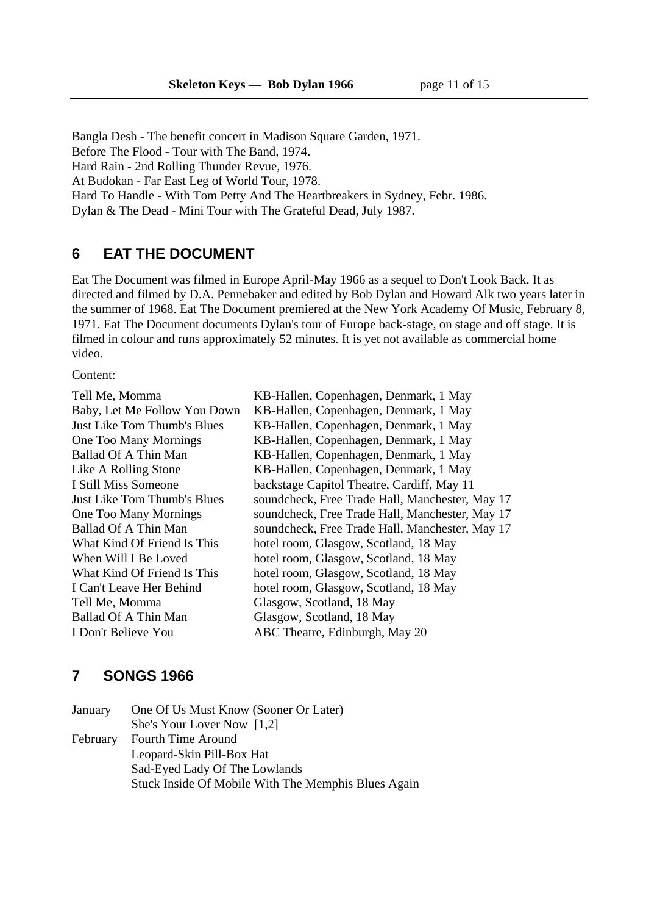Bangla Desh - The benefit concert in Madison Square Garden, 1971.
Before The Flood - Tour with The Band, 1974.
Hard Rain - 2nd Rolling Thunder Revue, 1976.
At Budokan - Far East Leg of World Tour, 1978.
Hard To Handle - With Tom Petty And The Heartbreakers in Sydney, Febr. 1986.
Dylan & The Dead - Mini Tour with The Grateful Dead, July 1987.

## 6 EAT THE DOCUMENT

Eat The Document was filmed in Europe April-May 1966 as a sequel to Don't Look Back. It as directed and filmed by D.A. Pennebaker and edited by Bob Dylan and Howard Alk two years later in the summer of 1968. Eat The Document premiered at the New York Academy Of Music, February 8, 1971. Eat The Document documents Dylan's tour of Europe back-stage, on stage and off stage. It is filmed in colour and runs approximately 52 minutes. It is yet not available as commercial home video.

Content:

| | |
|---|---|
| Tell Me, Momma | KB-Hallen, Copenhagen, Denmark, 1 May |
| Baby, Let Me Follow You Down | KB-Hallen, Copenhagen, Denmark, 1 May |
| Just Like Tom Thumb's Blues | KB-Hallen, Copenhagen, Denmark, 1 May |
| One Too Many Mornings | KB-Hallen, Copenhagen, Denmark, 1 May |
| Ballad Of A Thin Man | KB-Hallen, Copenhagen, Denmark, 1 May |
| Like A Rolling Stone | KB-Hallen, Copenhagen, Denmark, 1 May |
| I Still Miss Someone | backstage Capitol Theatre, Cardiff, May 11 |
| Just Like Tom Thumb's Blues | soundcheck, Free Trade Hall, Manchester, May 17 |
| One Too Many Mornings | soundcheck, Free Trade Hall, Manchester, May 17 |
| Ballad Of A Thin Man | soundcheck, Free Trade Hall, Manchester, May 17 |
| What Kind Of Friend Is This | hotel room, Glasgow, Scotland, 18 May |
| When Will I Be Loved | hotel room, Glasgow, Scotland, 18 May |
| What Kind Of Friend Is This | hotel room, Glasgow, Scotland, 18 May |
| I Can't Leave Her Behind | hotel room, Glasgow, Scotland, 18 May |
| Tell Me, Momma | Glasgow, Scotland, 18 May |
| Ballad Of A Thin Man | Glasgow, Scotland, 18 May |
| I Don't Believe You | ABC Theatre, Edinburgh, May 20 |

## 7 SONGS 1966

| | |
|---|---|
| January | One Of Us Must Know (Sooner Or Later) |
| | She's Your Lover Now [1,2] |
| February | Fourth Time Around |
| | Leopard-Skin Pill-Box Hat |
| | Sad-Eyed Lady Of The Lowlands |
| | Stuck Inside Of Mobile With The Memphis Blues Again |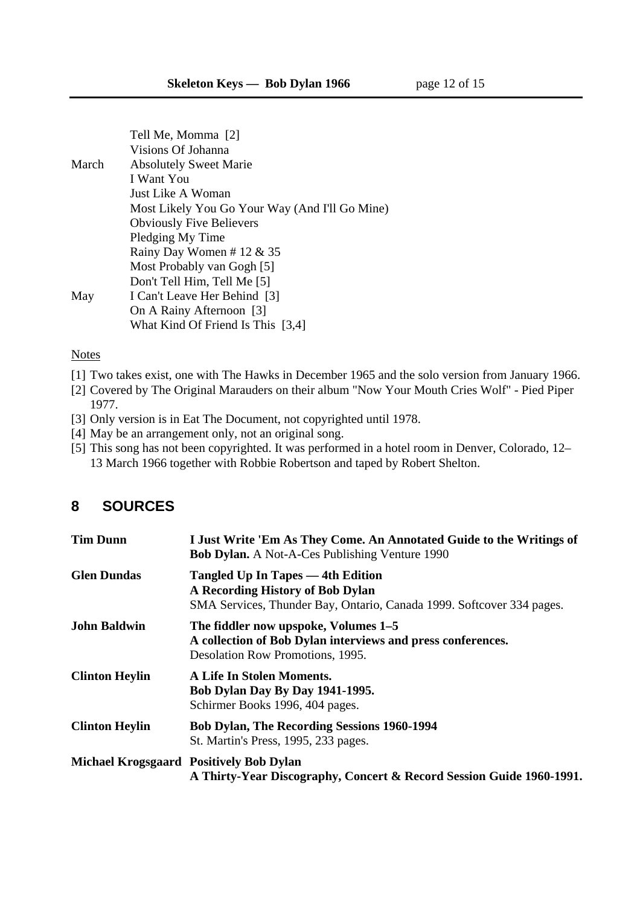| | |
|---|---|
| | Tell Me, Momma [2] |
| | Visions Of Johanna |
| March | Absolutely Sweet Marie |
| | I Want You |
| | Just Like A Woman |
| | Most Likely You Go Your Way (And I'll Go Mine) |
| | Obviously Five Believers |
| | Pledging My Time |
| | Rainy Day Women # 12 & 35 |
| | Most Probably van Gogh [5] |
| | Don't Tell Him, Tell Me [5] |
| May | I Can't Leave Her Behind [3] |
| | On A Rainy Afternoon [3] |
| | What Kind Of Friend Is This [3,4] |

Notes

[1] Two takes exist, one with The Hawks in December 1965 and the solo version from January 1966.
[2] Covered by The Original Marauders on their album "Now Your Mouth Cries Wolf" - Pied Piper 1977.
[3] Only version is in Eat The Document, not copyrighted until 1978.
[4] May be an arrangement only, not an original song.
[5] This song has not been copyrighted. It was performed in a hotel room in Denver, Colorado, 12–13 March 1966 together with Robbie Robertson and taped by Robert Shelton.

## 8 SOURCES

| | |
|---|---|
| **Tim Dunn** | **I Just Write 'Em As They Come. An Annotated Guide to the Writings of Bob Dylan.** A Not-A-Ces Publishing Venture 1990 |
| **Glen Dundas** | **Tangled Up In Tapes — 4th Edition**<br>**A Recording History of Bob Dylan**<br>SMA Services, Thunder Bay, Ontario, Canada 1999. Softcover 334 pages. |
| **John Baldwin** | **The fiddler now upspoke, Volumes 1–5**<br>**A collection of Bob Dylan interviews and press conferences.**<br>Desolation Row Promotions, 1995. |
| **Clinton Heylin** | **A Life In Stolen Moments.**<br>**Bob Dylan Day By Day 1941-1995.**<br>Schirmer Books 1996, 404 pages. |
| **Clinton Heylin** | **Bob Dylan, The Recording Sessions 1960-1994**<br>St. Martin's Press, 1995, 233 pages. |
| **Michael Krogsgaard** | **Positively Bob Dylan**<br>**A Thirty-Year Discography, Concert & Record Session Guide 1960-1991.** |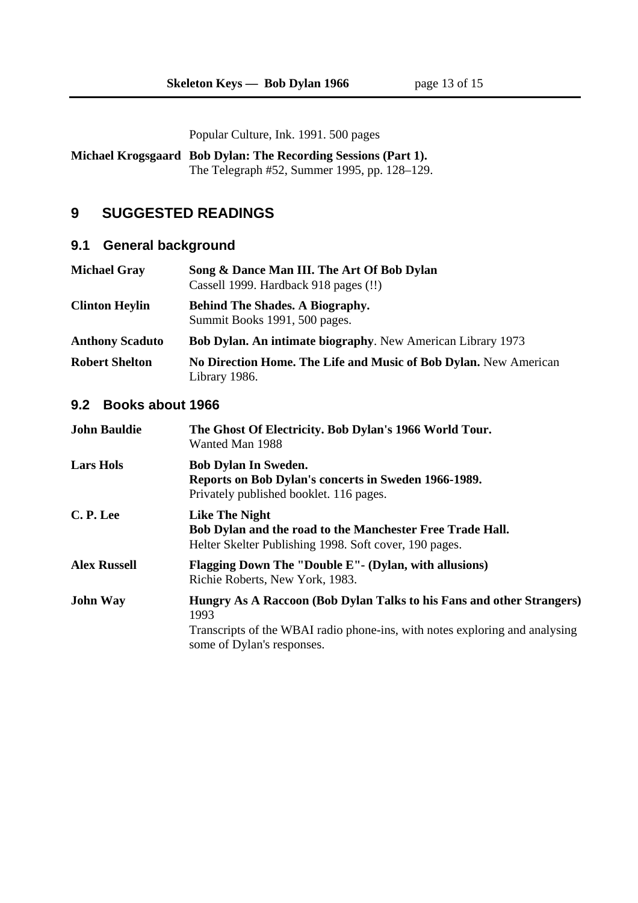Popular Culture, Ink. 1991. 500 pages

**Michael Krogsgaard** **Bob Dylan: The Recording Sessions (Part 1).**
The Telegraph #52, Summer 1995, pp. 128–129.

# 9 SUGGESTED READINGS

## 9.1 General background

**Michael Gray** **Song & Dance Man III. The Art Of Bob Dylan**
Cassell 1999. Hardback 918 pages (!!)

**Clinton Heylin** **Behind The Shades. A Biography.**
Summit Books 1991, 500 pages.

**Anthony Scaduto** **Bob Dylan. An intimate biography**. New American Library 1973

**Robert Shelton** **No Direction Home. The Life and Music of Bob Dylan.** New American Library 1986.

## 9.2 Books about 1966

**John Bauldie** **The Ghost Of Electricity. Bob Dylan's 1966 World Tour.**
Wanted Man 1988

**Lars Hols** **Bob Dylan In Sweden.**
**Reports on Bob Dylan's concerts in Sweden 1966-1989.**
Privately published booklet. 116 pages.

**C. P. Lee** **Like The Night**
**Bob Dylan and the road to the Manchester Free Trade Hall.**
Helter Skelter Publishing 1998. Soft cover, 190 pages.

**Alex Russell** **Flagging Down The "Double E"- (Dylan, with allusions)**
Richie Roberts, New York, 1983.

**John Way** **Hungry As A Raccoon (Bob Dylan Talks to his Fans and other Strangers)**
1993
Transcripts of the WBAI radio phone-ins, with notes exploring and analysing some of Dylan's responses.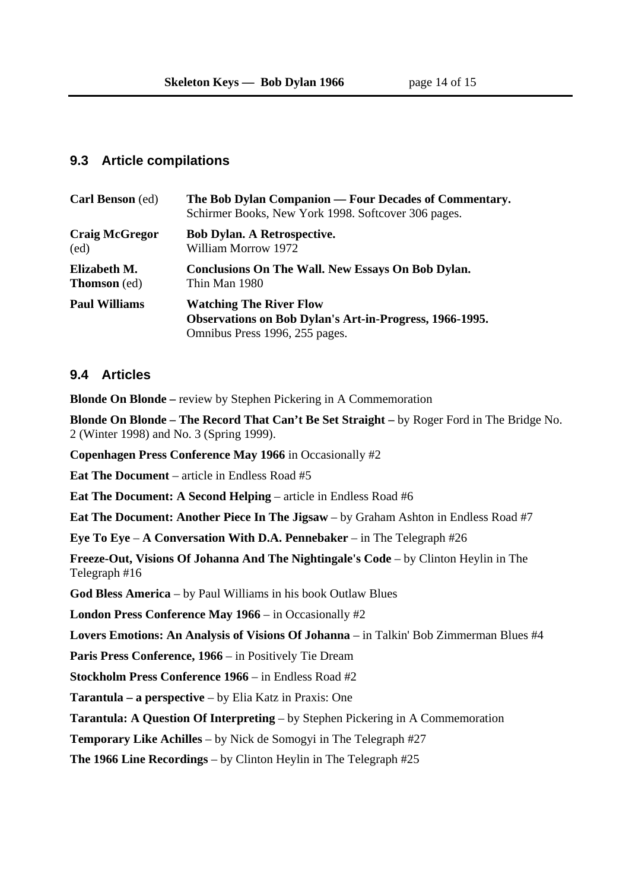## 9.3 Article compilations

| | |
|---|---|
| **Carl Benson** (ed) | **The Bob Dylan Companion — Four Decades of Commentary.** Schirmer Books, New York 1998. Softcover 306 pages. |
| **Craig McGregor** (ed) | **Bob Dylan. A Retrospective.** William Morrow 1972 |
| **Elizabeth M. Thomson** (ed) | **Conclusions On The Wall. New Essays On Bob Dylan.** Thin Man 1980 |
| **Paul Williams** | **Watching The River Flow** **Observations on Bob Dylan's Art-in-Progress, 1966-1995.** Omnibus Press 1996, 255 pages. |

## 9.4 Articles

**Blonde On Blonde –** review by Stephen Pickering in A Commemoration

**Blonde On Blonde – The Record That Can't Be Set Straight –** by Roger Ford in The Bridge No. 2 (Winter 1998) and No. 3 (Spring 1999).

**Copenhagen Press Conference May 1966** in Occasionally #2

**Eat The Document** – article in Endless Road #5

**Eat The Document: A Second Helping** – article in Endless Road #6

**Eat The Document: Another Piece In The Jigsaw** – by Graham Ashton in Endless Road #7

**Eye To Eye** – **A Conversation With D.A. Pennebaker** – in The Telegraph #26

**Freeze-Out, Visions Of Johanna And The Nightingale's Code** – by Clinton Heylin in The Telegraph #16

**God Bless America** – by Paul Williams in his book Outlaw Blues

**London Press Conference May 1966** – in Occasionally #2

**Lovers Emotions: An Analysis of Visions Of Johanna** – in Talkin' Bob Zimmerman Blues #4

**Paris Press Conference, 1966** – in Positively Tie Dream

**Stockholm Press Conference 1966** – in Endless Road #2

**Tarantula – a perspective** – by Elia Katz in Praxis: One

**Tarantula: A Question Of Interpreting** – by Stephen Pickering in A Commemoration

**Temporary Like Achilles** – by Nick de Somogyi in The Telegraph #27

**The 1966 Line Recordings** – by Clinton Heylin in The Telegraph #25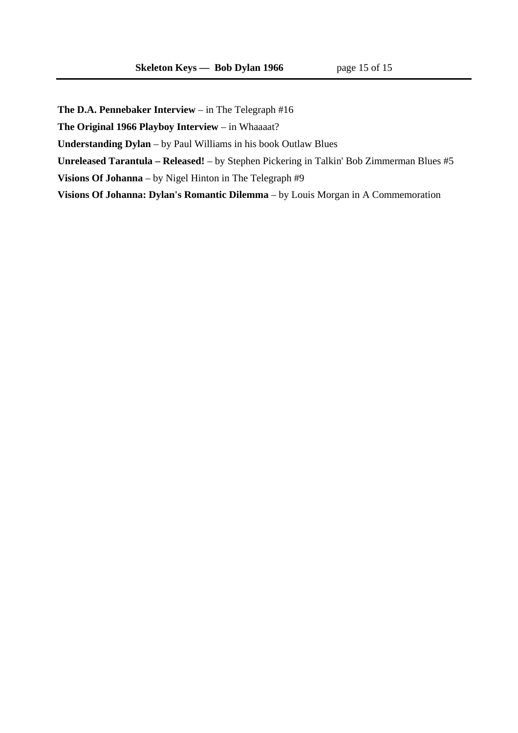**The D.A. Pennebaker Interview** – in The Telegraph #16

**The Original 1966 Playboy Interview** – in Whaaaat?

**Understanding Dylan** – by Paul Williams in his book Outlaw Blues

**Unreleased Tarantula – Released!** – by Stephen Pickering in Talkin' Bob Zimmerman Blues #5

**Visions Of Johanna** – by Nigel Hinton in The Telegraph #9

**Visions Of Johanna: Dylan's Romantic Dilemma** – by Louis Morgan in A Commemoration